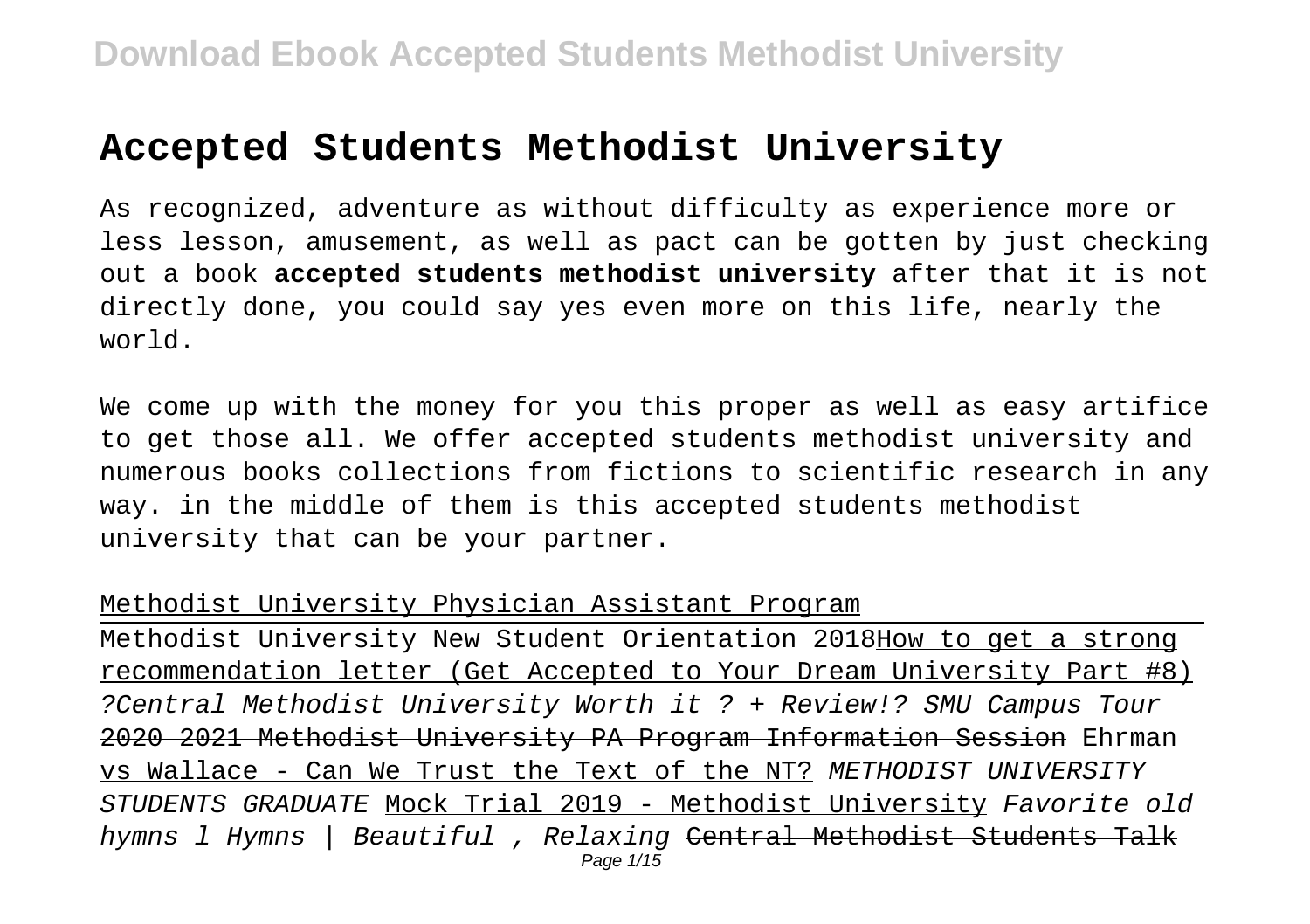# Accepted Students Methodist University

As recognized, adventure as without difficulty as experience more or less lesson, amusement, as well as pact can be gotten by just checking out a book **accepted students methodist university** after that it is not directly done, you could say yes even more on this life, nearly the world.

We come up with the money for you this proper as well as easy artifice to get those all. We offer accepted students methodist university and numerous books collections from fictions to scientific research in any way. in the middle of them is this accepted students methodist university that can be your partner.

Methodist University Physician Assistant Program

Methodist University New Student Orientation 2018How to get a strong recommendation letter (Get Accepted to Your Dream University Part #8) ?Central Methodist University Worth it ? + Review!? SMU Campus Tour 2020 2021 Methodist University PA Program Information Session Ehrman vs Wallace - Can We Trust the Text of the NT? *METHODIST UNIVERSITY STUDENTS GRADUATE* Mock Trial 2019 - Methodist University *Favorite old hymns l Hymns | Beautiful , Relaxing* Central Methodist Students Talk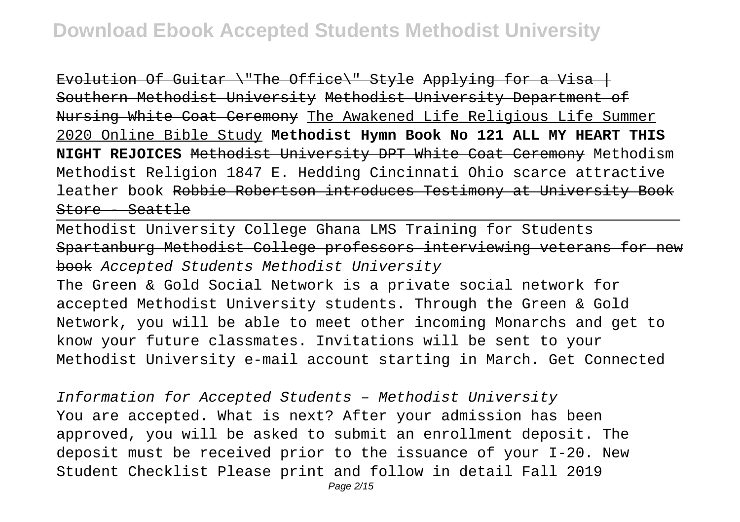~~Evolution Of Guitar \"The Office\" Style~~ ~~Applying for a Visa | Southern Methodist University~~ ~~Methodist University Department of Nursing White Coat Ceremony~~ The Awakened Life Religious Life Summer 2020 Online Bible Study **Methodist Hymn Book No 121 ALL MY HEART THIS NIGHT REJOICES** ~~Methodist University DPT White Coat Ceremony~~ Methodism Methodist Religion 1847 E. Hedding Cincinnati Ohio scarce attractive leather book ~~Robbie Robertson introduces Testimony at University Book Store - Seattle~~

Methodist University College Ghana LMS Training for Students ~~Spartanburg Methodist College professors interviewing veterans for new book~~ *Accepted Students Methodist University*

The Green & Gold Social Network is a private social network for accepted Methodist University students. Through the Green & Gold Network, you will be able to meet other incoming Monarchs and get to know your future classmates. Invitations will be sent to your Methodist University e-mail account starting in March. Get Connected

*Information for Accepted Students – Methodist University*

You are accepted. What is next? After your admission has been approved, you will be asked to submit an enrollment deposit. The deposit must be received prior to the issuance of your I-20. New Student Checklist Please print and follow in detail Fall 2019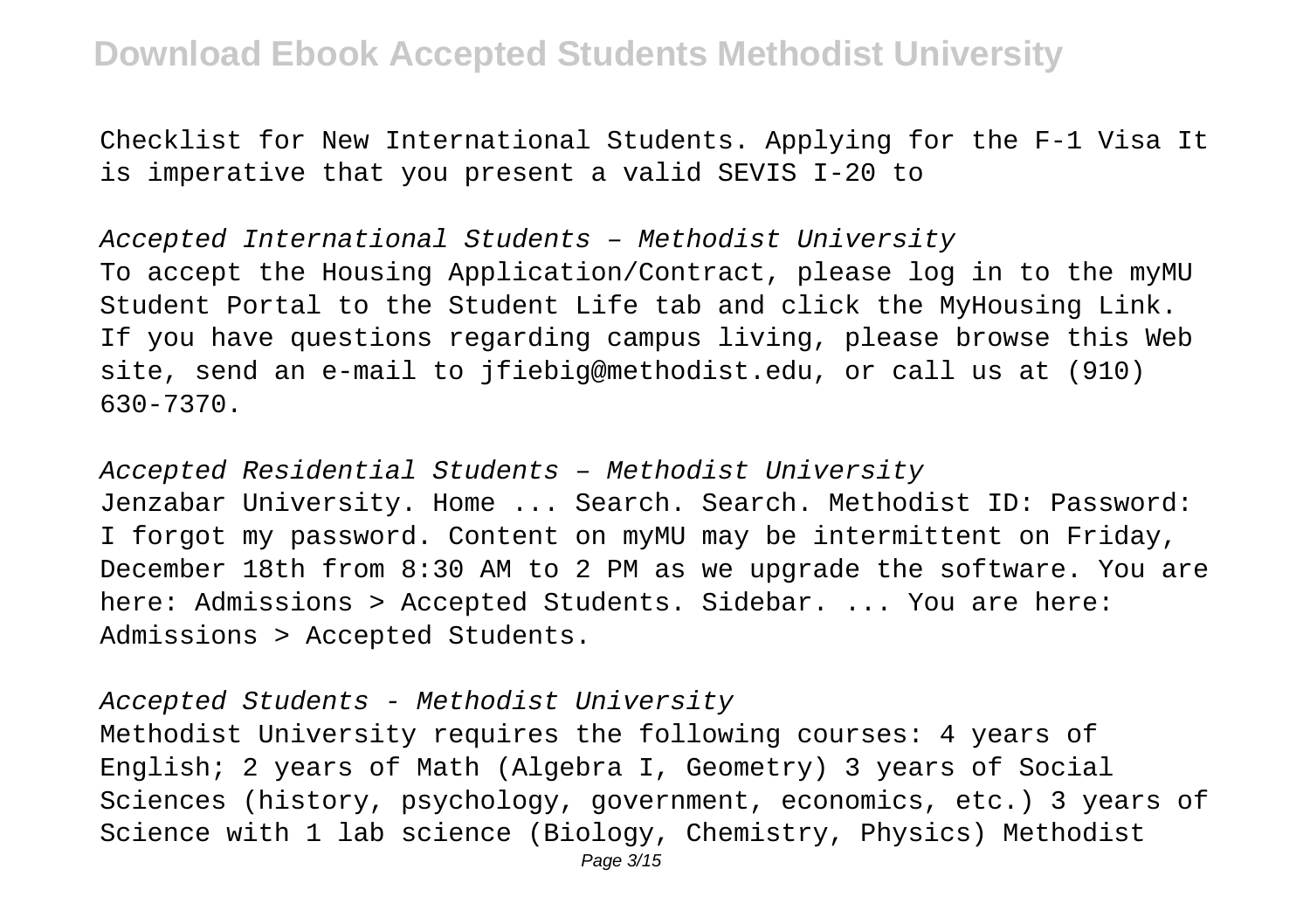Checklist for New International Students. Applying for the F-1 Visa It is imperative that you present a valid SEVIS I-20 to

*Accepted International Students – Methodist University*

To accept the Housing Application/Contract, please log in to the myMU Student Portal to the Student Life tab and click the MyHousing Link. If you have questions regarding campus living, please browse this Web site, send an e-mail to jfiebig@methodist.edu, or call us at (910) 630-7370.

*Accepted Residential Students – Methodist University*

Jenzabar University. Home ... Search. Search. Methodist ID: Password: I forgot my password. Content on myMU may be intermittent on Friday, December 18th from 8:30 AM to 2 PM as we upgrade the software. You are here: Admissions > Accepted Students. Sidebar. ... You are here: Admissions > Accepted Students.

*Accepted Students - Methodist University*

Methodist University requires the following courses: 4 years of English; 2 years of Math (Algebra I, Geometry) 3 years of Social Sciences (history, psychology, government, economics, etc.) 3 years of Science with 1 lab science (Biology, Chemistry, Physics) Methodist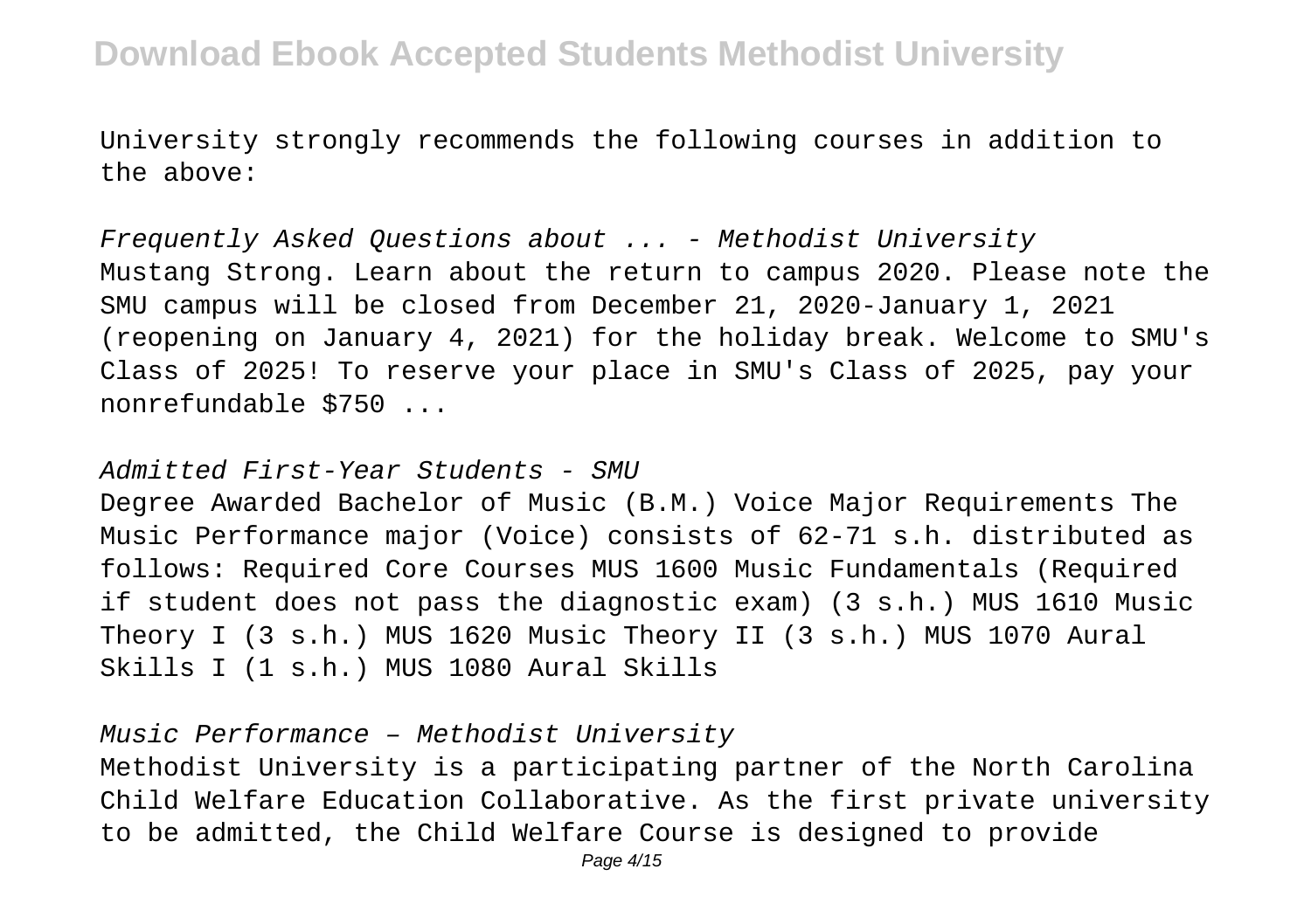University strongly recommends the following courses in addition to the above:

*Frequently Asked Questions about ... - Methodist University*

Mustang Strong. Learn about the return to campus 2020. Please note the SMU campus will be closed from December 21, 2020-January 1, 2021 (reopening on January 4, 2021) for the holiday break. Welcome to SMU's Class of 2025! To reserve your place in SMU's Class of 2025, pay your nonrefundable $750 ...

*Admitted First-Year Students - SMU*

Degree Awarded Bachelor of Music (B.M.) Voice Major Requirements The Music Performance major (Voice) consists of 62-71 s.h. distributed as follows: Required Core Courses MUS 1600 Music Fundamentals (Required if student does not pass the diagnostic exam) (3 s.h.) MUS 1610 Music Theory I (3 s.h.) MUS 1620 Music Theory II (3 s.h.) MUS 1070 Aural Skills I (1 s.h.) MUS 1080 Aural Skills

*Music Performance – Methodist University*

Methodist University is a participating partner of the North Carolina Child Welfare Education Collaborative. As the first private university to be admitted, the Child Welfare Course is designed to provide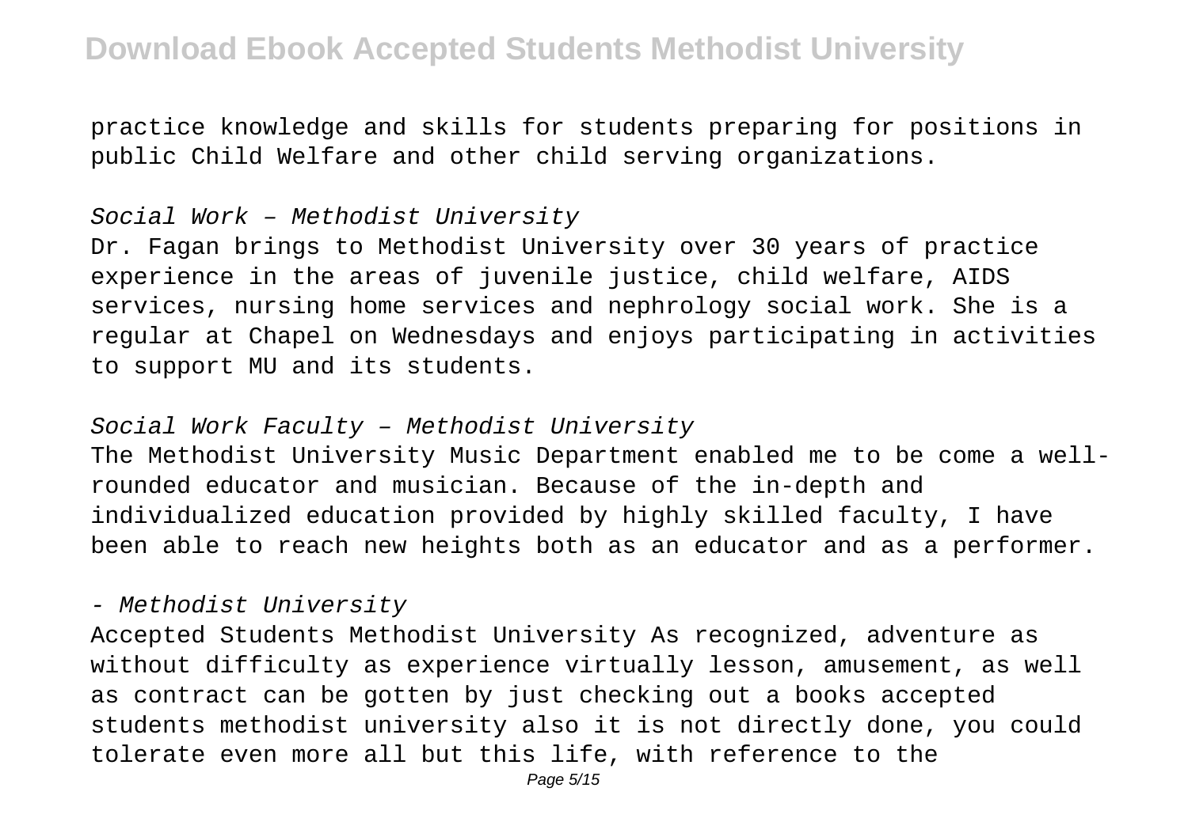practice knowledge and skills for students preparing for positions in public Child Welfare and other child serving organizations.

*Social Work – Methodist University*

Dr. Fagan brings to Methodist University over 30 years of practice experience in the areas of juvenile justice, child welfare, AIDS services, nursing home services and nephrology social work. She is a regular at Chapel on Wednesdays and enjoys participating in activities to support MU and its students.

*Social Work Faculty – Methodist University*

The Methodist University Music Department enabled me to be come a well-rounded educator and musician. Because of the in-depth and individualized education provided by highly skilled faculty, I have been able to reach new heights both as an educator and as a performer.

*- Methodist University*

Accepted Students Methodist University As recognized, adventure as without difficulty as experience virtually lesson, amusement, as well as contract can be gotten by just checking out a books accepted students methodist university also it is not directly done, you could tolerate even more all but this life, with reference to the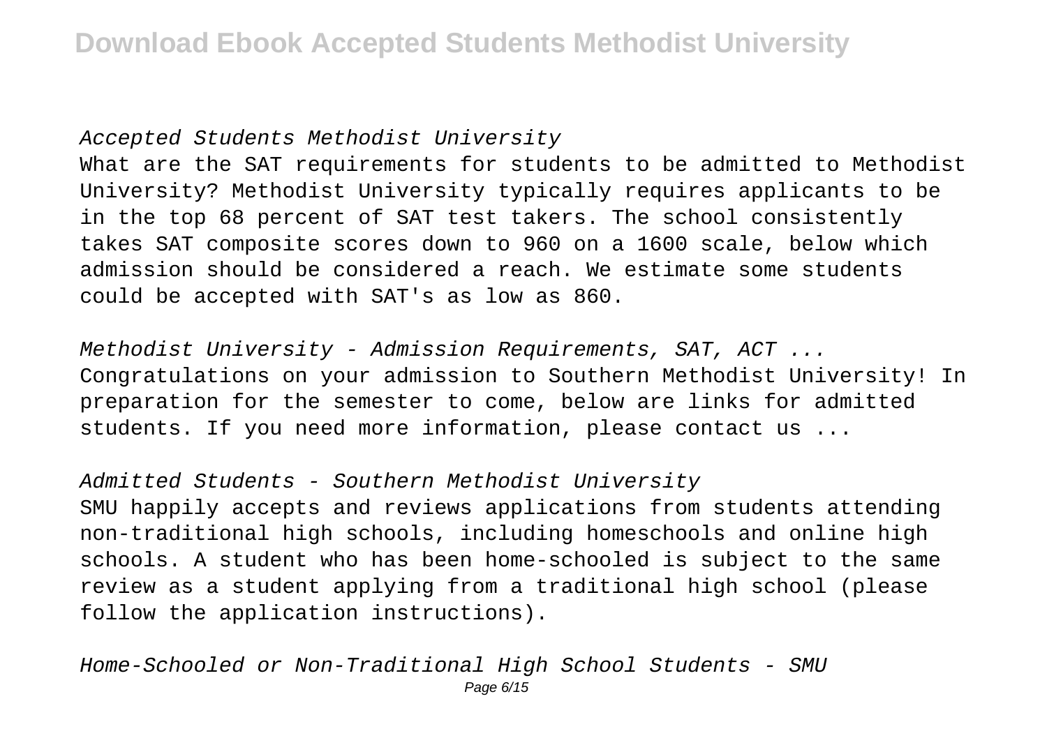Accepted Students Methodist University

What are the SAT requirements for students to be admitted to Methodist University? Methodist University typically requires applicants to be in the top 68 percent of SAT test takers. The school consistently takes SAT composite scores down to 960 on a 1600 scale, below which admission should be considered a reach. We estimate some students could be accepted with SAT's as low as 860.

*Methodist University - Admission Requirements, SAT, ACT ...*

Congratulations on your admission to Southern Methodist University! In preparation for the semester to come, below are links for admitted students. If you need more information, please contact us ...

*Admitted Students - Southern Methodist University*

SMU happily accepts and reviews applications from students attending non-traditional high schools, including homeschools and online high schools. A student who has been home-schooled is subject to the same review as a student applying from a traditional high school (please follow the application instructions).

*Home-Schooled or Non-Traditional High School Students - SMU*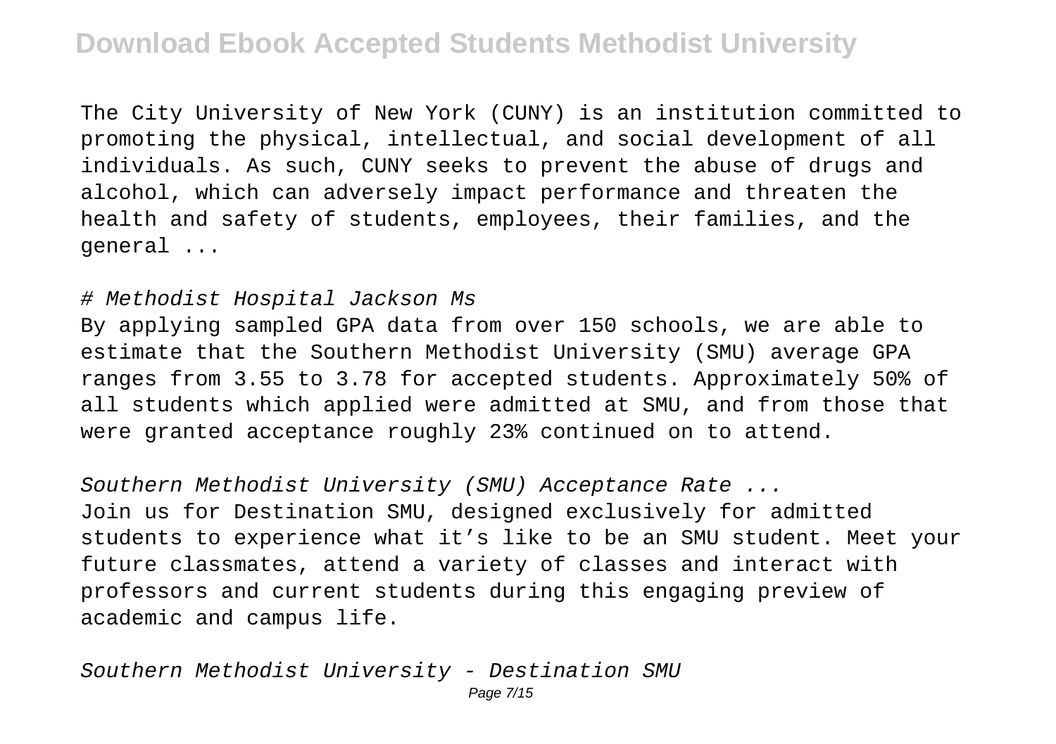The City University of New York (CUNY) is an institution committed to promoting the physical, intellectual, and social development of all individuals. As such, CUNY seeks to prevent the abuse of drugs and alcohol, which can adversely impact performance and threaten the health and safety of students, employees, their families, and the general ...

# *Methodist Hospital Jackson Ms*

By applying sampled GPA data from over 150 schools, we are able to estimate that the Southern Methodist University (SMU) average GPA ranges from 3.55 to 3.78 for accepted students. Approximately 50% of all students which applied were admitted at SMU, and from those that were granted acceptance roughly 23% continued on to attend.

*Southern Methodist University (SMU) Acceptance Rate ...*

Join us for Destination SMU, designed exclusively for admitted students to experience what it's like to be an SMU student. Meet your future classmates, attend a variety of classes and interact with professors and current students during this engaging preview of academic and campus life.

*Southern Methodist University - Destination SMU*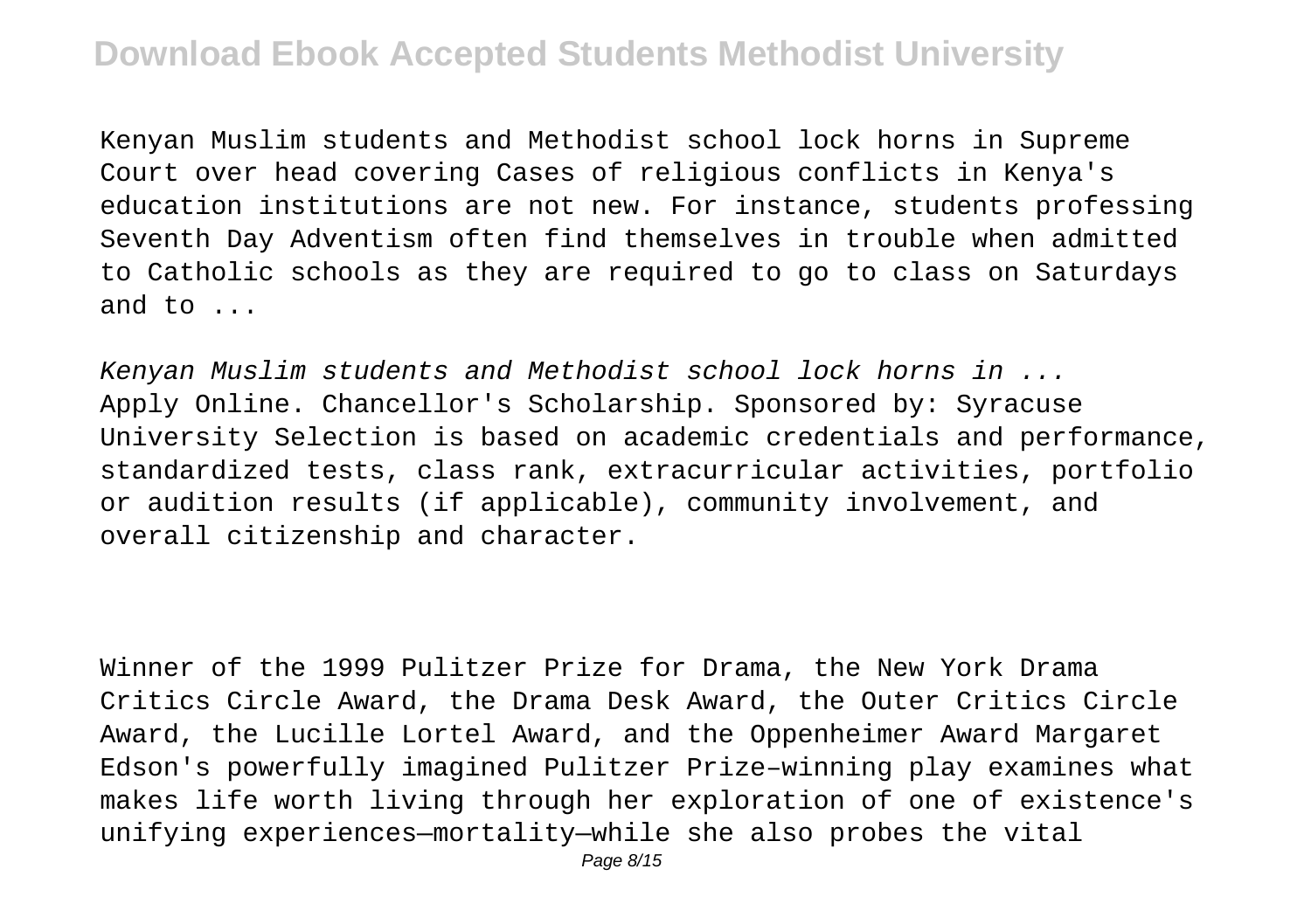Kenyan Muslim students and Methodist school lock horns in Supreme Court over head covering Cases of religious conflicts in Kenya's education institutions are not new. For instance, students professing Seventh Day Adventism often find themselves in trouble when admitted to Catholic schools as they are required to go to class on Saturdays and to ...

*Kenyan Muslim students and Methodist school lock horns in ...*
Apply Online. Chancellor's Scholarship. Sponsored by: Syracuse University Selection is based on academic credentials and performance, standardized tests, class rank, extracurricular activities, portfolio or audition results (if applicable), community involvement, and overall citizenship and character.

Winner of the 1999 Pulitzer Prize for Drama, the New York Drama Critics Circle Award, the Drama Desk Award, the Outer Critics Circle Award, the Lucille Lortel Award, and the Oppenheimer Award Margaret Edson's powerfully imagined Pulitzer Prize–winning play examines what makes life worth living through her exploration of one of existence's unifying experiences—mortality—while she also probes the vital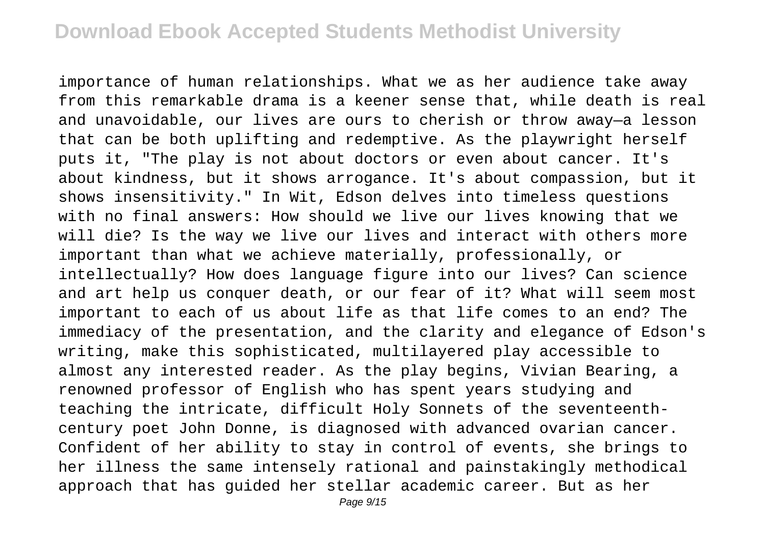importance of human relationships. What we as her audience take away from this remarkable drama is a keener sense that, while death is real and unavoidable, our lives are ours to cherish or throw away—a lesson that can be both uplifting and redemptive. As the playwright herself puts it, "The play is not about doctors or even about cancer. It's about kindness, but it shows arrogance. It's about compassion, but it shows insensitivity." In Wit, Edson delves into timeless questions with no final answers: How should we live our lives knowing that we will die? Is the way we live our lives and interact with others more important than what we achieve materially, professionally, or intellectually? How does language figure into our lives? Can science and art help us conquer death, or our fear of it? What will seem most important to each of us about life as that life comes to an end? The immediacy of the presentation, and the clarity and elegance of Edson's writing, make this sophisticated, multilayered play accessible to almost any interested reader. As the play begins, Vivian Bearing, a renowned professor of English who has spent years studying and teaching the intricate, difficult Holy Sonnets of the seventeenth-century poet John Donne, is diagnosed with advanced ovarian cancer. Confident of her ability to stay in control of events, she brings to her illness the same intensely rational and painstakingly methodical approach that has guided her stellar academic career. But as her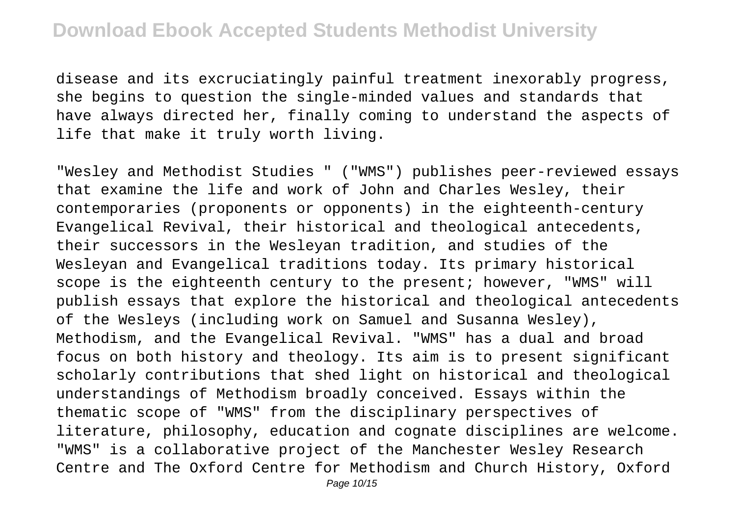disease and its excruciatingly painful treatment inexorably progress, she begins to question the single-minded values and standards that have always directed her, finally coming to understand the aspects of life that make it truly worth living.

"Wesley and Methodist Studies " ("WMS") publishes peer-reviewed essays that examine the life and work of John and Charles Wesley, their contemporaries (proponents or opponents) in the eighteenth-century Evangelical Revival, their historical and theological antecedents, their successors in the Wesleyan tradition, and studies of the Wesleyan and Evangelical traditions today. Its primary historical scope is the eighteenth century to the present; however, "WMS" will publish essays that explore the historical and theological antecedents of the Wesleys (including work on Samuel and Susanna Wesley), Methodism, and the Evangelical Revival. "WMS" has a dual and broad focus on both history and theology. Its aim is to present significant scholarly contributions that shed light on historical and theological understandings of Methodism broadly conceived. Essays within the thematic scope of "WMS" from the disciplinary perspectives of literature, philosophy, education and cognate disciplines are welcome. "WMS" is a collaborative project of the Manchester Wesley Research Centre and The Oxford Centre for Methodism and Church History, Oxford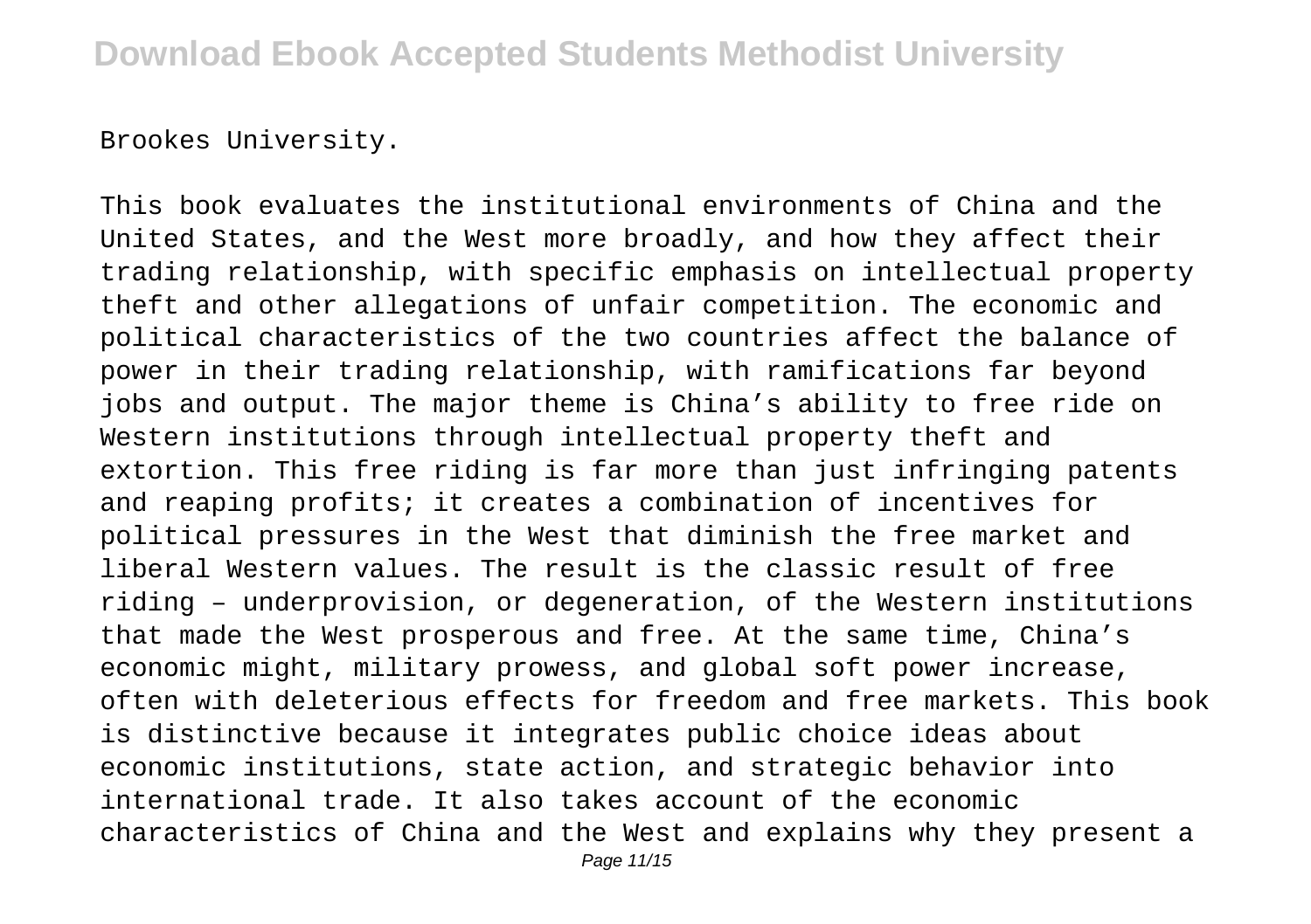Brookes University.

This book evaluates the institutional environments of China and the United States, and the West more broadly, and how they affect their trading relationship, with specific emphasis on intellectual property theft and other allegations of unfair competition. The economic and political characteristics of the two countries affect the balance of power in their trading relationship, with ramifications far beyond jobs and output. The major theme is China's ability to free ride on Western institutions through intellectual property theft and extortion. This free riding is far more than just infringing patents and reaping profits; it creates a combination of incentives for political pressures in the West that diminish the free market and liberal Western values. The result is the classic result of free riding – underprovision, or degeneration, of the Western institutions that made the West prosperous and free. At the same time, China's economic might, military prowess, and global soft power increase, often with deleterious effects for freedom and free markets. This book is distinctive because it integrates public choice ideas about economic institutions, state action, and strategic behavior into international trade. It also takes account of the economic characteristics of China and the West and explains why they present a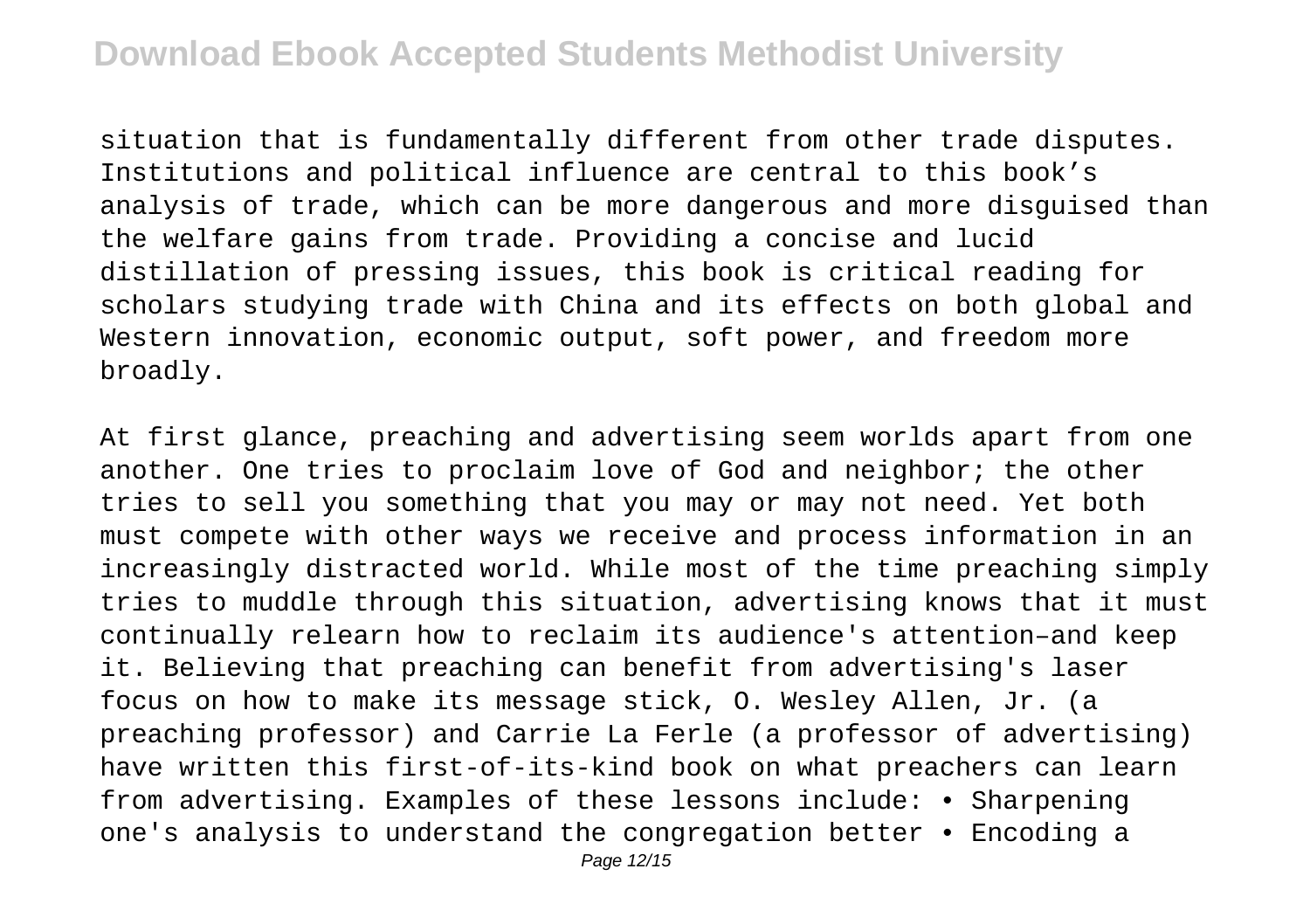situation that is fundamentally different from other trade disputes. Institutions and political influence are central to this book's analysis of trade, which can be more dangerous and more disguised than the welfare gains from trade. Providing a concise and lucid distillation of pressing issues, this book is critical reading for scholars studying trade with China and its effects on both global and Western innovation, economic output, soft power, and freedom more broadly.

At first glance, preaching and advertising seem worlds apart from one another. One tries to proclaim love of God and neighbor; the other tries to sell you something that you may or may not need. Yet both must compete with other ways we receive and process information in an increasingly distracted world. While most of the time preaching simply tries to muddle through this situation, advertising knows that it must continually relearn how to reclaim its audience's attention–and keep it. Believing that preaching can benefit from advertising's laser focus on how to make its message stick, O. Wesley Allen, Jr. (a preaching professor) and Carrie La Ferle (a professor of advertising) have written this first-of-its-kind book on what preachers can learn from advertising. Examples of these lessons include: • Sharpening one's analysis to understand the congregation better • Encoding a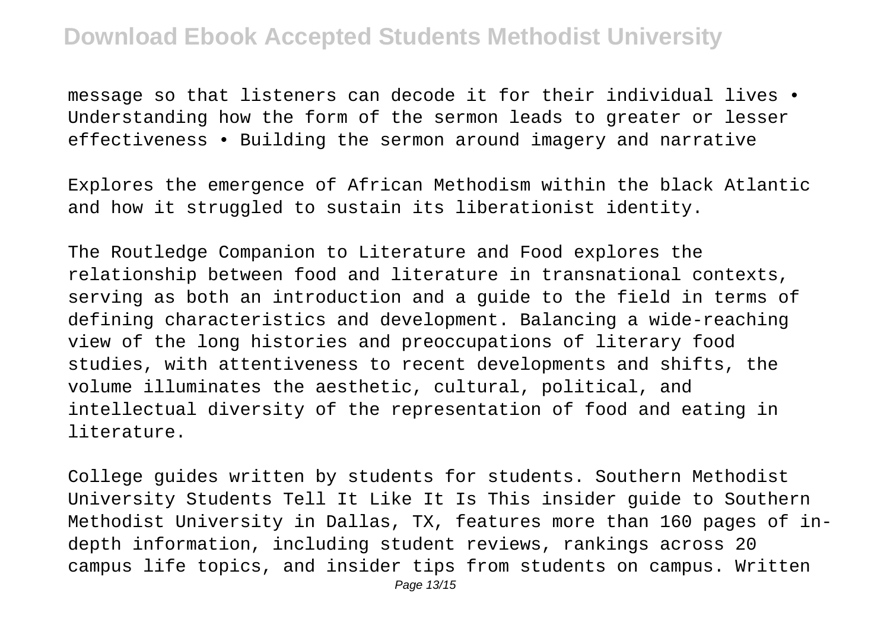message so that listeners can decode it for their individual lives • Understanding how the form of the sermon leads to greater or lesser effectiveness • Building the sermon around imagery and narrative

Explores the emergence of African Methodism within the black Atlantic and how it struggled to sustain its liberationist identity.

The Routledge Companion to Literature and Food explores the relationship between food and literature in transnational contexts, serving as both an introduction and a guide to the field in terms of defining characteristics and development. Balancing a wide-reaching view of the long histories and preoccupations of literary food studies, with attentiveness to recent developments and shifts, the volume illuminates the aesthetic, cultural, political, and intellectual diversity of the representation of food and eating in literature.

College guides written by students for students. Southern Methodist University Students Tell It Like It Is This insider guide to Southern Methodist University in Dallas, TX, features more than 160 pages of in-depth information, including student reviews, rankings across 20 campus life topics, and insider tips from students on campus. Written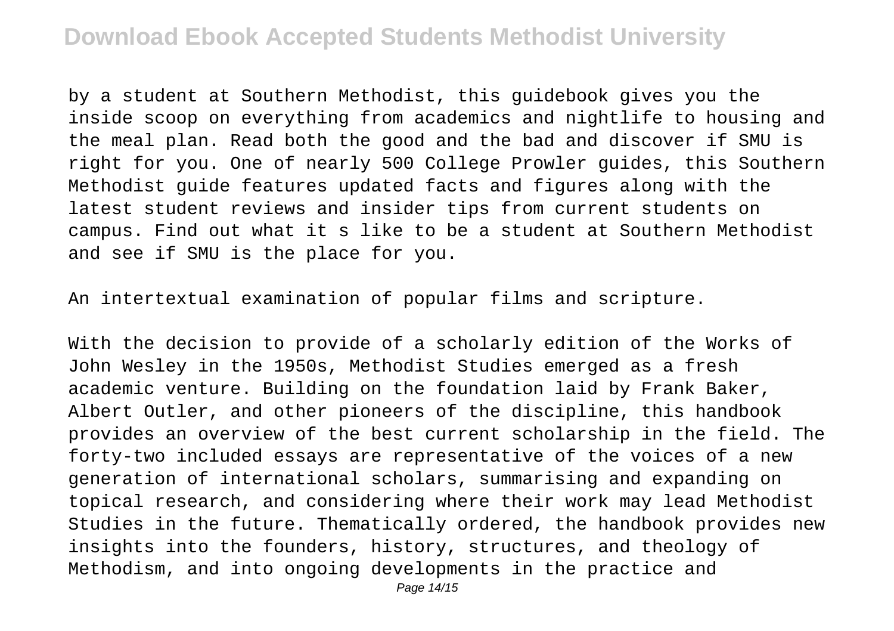by a student at Southern Methodist, this guidebook gives you the inside scoop on everything from academics and nightlife to housing and the meal plan. Read both the good and the bad and discover if SMU is right for you. One of nearly 500 College Prowler guides, this Southern Methodist guide features updated facts and figures along with the latest student reviews and insider tips from current students on campus. Find out what it s like to be a student at Southern Methodist and see if SMU is the place for you.

An intertextual examination of popular films and scripture.

With the decision to provide of a scholarly edition of the Works of John Wesley in the 1950s, Methodist Studies emerged as a fresh academic venture. Building on the foundation laid by Frank Baker, Albert Outler, and other pioneers of the discipline, this handbook provides an overview of the best current scholarship in the field. The forty-two included essays are representative of the voices of a new generation of international scholars, summarising and expanding on topical research, and considering where their work may lead Methodist Studies in the future. Thematically ordered, the handbook provides new insights into the founders, history, structures, and theology of Methodism, and into ongoing developments in the practice and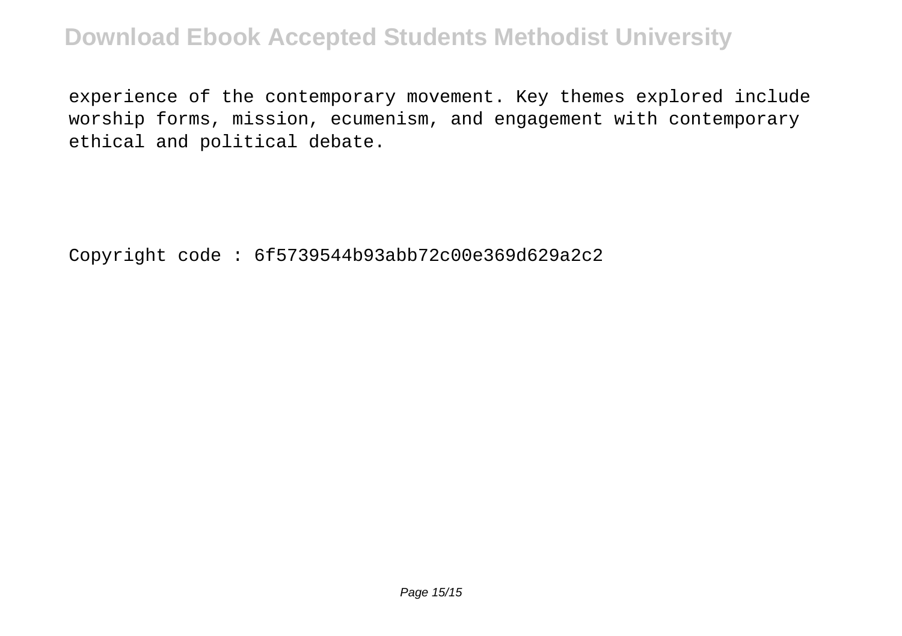experience of the contemporary movement. Key themes explored include worship forms, mission, ecumenism, and engagement with contemporary ethical and political debate.

Copyright code : 6f5739544b93abb72c00e369d629a2c2